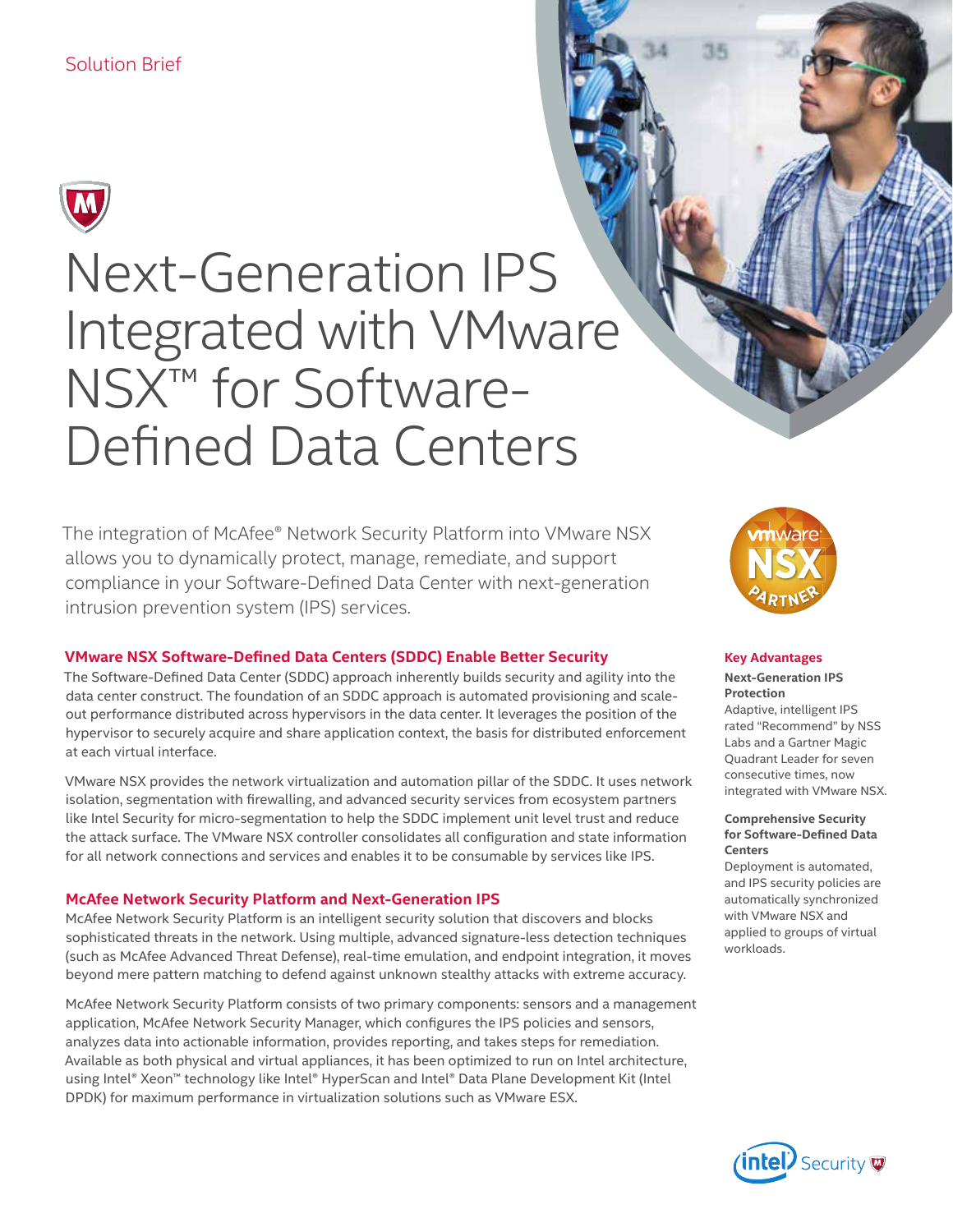Solution Brief

# Next-Generation IPS Integrated with VMware NSX™ for Software-Defined Data Centers

The integration of McAfee® Network Security Platform into VMware NSX allows you to dynamically protect, manage, remediate, and support compliance in your Software-Defined Data Center with next-generation intrusion prevention system (IPS) services.

## VMware NSX Software-Defined Data Centers (SDDC) Enable Better Security

The Software-Defined Data Center (SDDC) approach inherently builds security and agility into the data center construct. The foundation of an SDDC approach is automated provisioning and scale-out performance distributed across hypervisors in the data center. It leverages the position of the hypervisor to securely acquire and share application context, the basis for distributed enforcement at each virtual interface.

VMware NSX provides the network virtualization and automation pillar of the SDDC. It uses network isolation, segmentation with firewalling, and advanced security services from ecosystem partners like Intel Security for micro-segmentation to help the SDDC implement unit level trust and reduce the attack surface. The VMware NSX controller consolidates all configuration and state information for all network connections and services and enables it to be consumable by services like IPS.

## McAfee Network Security Platform and Next-Generation IPS

McAfee Network Security Platform is an intelligent security solution that discovers and blocks sophisticated threats in the network. Using multiple, advanced signature-less detection techniques (such as McAfee Advanced Threat Defense), real-time emulation, and endpoint integration, it moves beyond mere pattern matching to defend against unknown stealthy attacks with extreme accuracy.

McAfee Network Security Platform consists of two primary components: sensors and a management application, McAfee Network Security Manager, which configures the IPS policies and sensors, analyzes data into actionable information, provides reporting, and takes steps for remediation. Available as both physical and virtual appliances, it has been optimized to run on Intel architecture, using Intel® Xeon™ technology like Intel® HyperScan and Intel® Data Plane Development Kit (Intel DPDK) for maximum performance in virtualization solutions such as VMware ESX.

## Key Advantages

**Next-Generation IPS Protection**

Adaptive, intelligent IPS rated "Recommend" by NSS Labs and a Gartner Magic Quadrant Leader for seven consecutive times, now integrated with VMware NSX.

**Comprehensive Security for Software-Defined Data Centers**

Deployment is automated, and IPS security policies are automatically synchronized with VMware NSX and applied to groups of virtual workloads.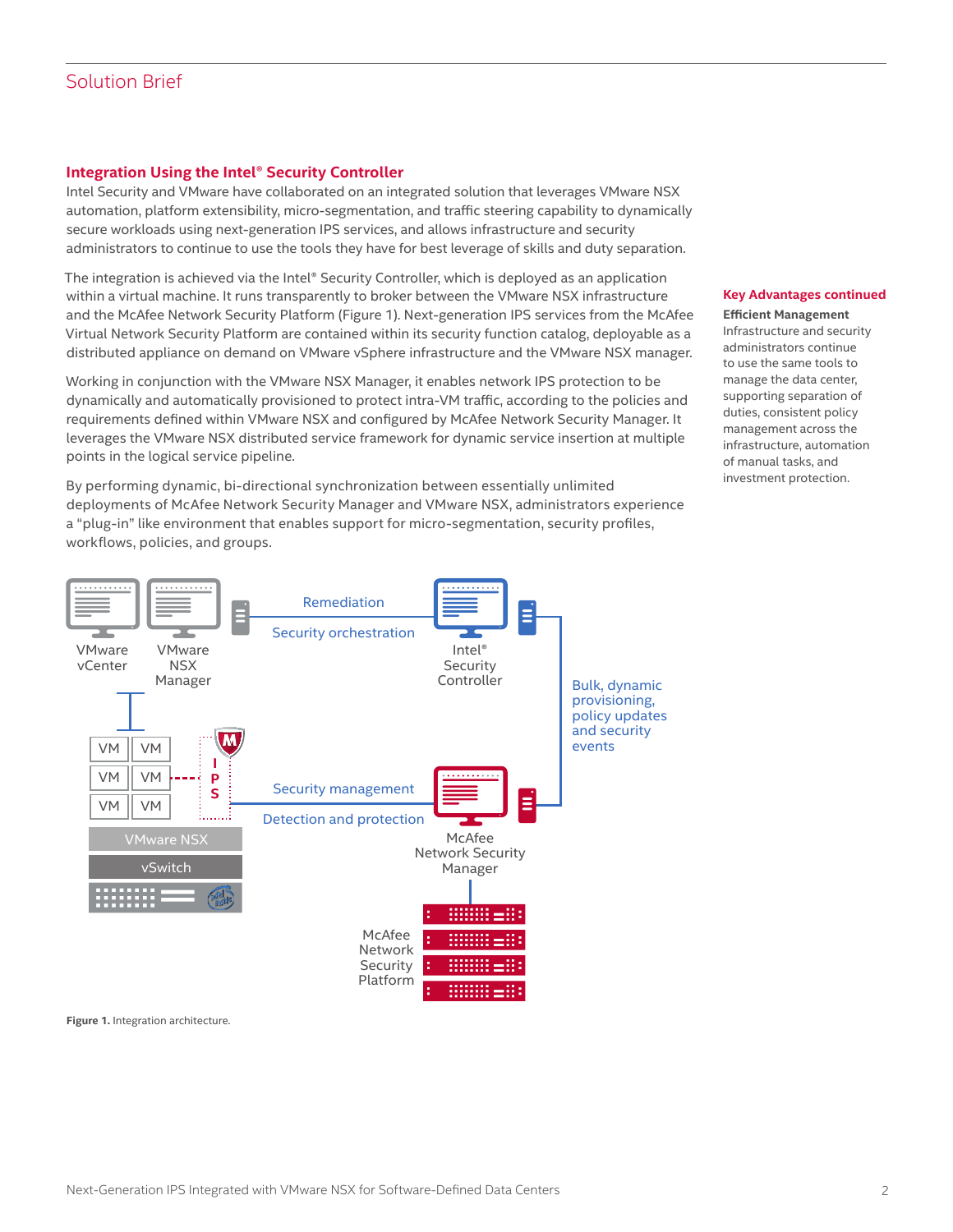## Integration Using the Intel® Security Controller

Intel Security and VMware have collaborated on an integrated solution that leverages VMware NSX automation, platform extensibility, micro-segmentation, and traffic steering capability to dynamically secure workloads using next-generation IPS services, and allows infrastructure and security administrators to continue to use the tools they have for best leverage of skills and duty separation.

The integration is achieved via the Intel® Security Controller, which is deployed as an application within a virtual machine. It runs transparently to broker between the VMware NSX infrastructure and the McAfee Network Security Platform (Figure 1). Next-generation IPS services from the McAfee Virtual Network Security Platform are contained within its security function catalog, deployable as a distributed appliance on demand on VMware vSphere infrastructure and the VMware NSX manager.

Working in conjunction with the VMware NSX Manager, it enables network IPS protection to be dynamically and automatically provisioned to protect intra-VM traffic, according to the policies and requirements defined within VMware NSX and configured by McAfee Network Security Manager. It leverages the VMware NSX distributed service framework for dynamic service insertion at multiple points in the logical service pipeline.

By performing dynamic, bi-directional synchronization between essentially unlimited deployments of McAfee Network Security Manager and VMware NSX, administrators experience a "plug-in" like environment that enables support for micro-segmentation, security profiles, workflows, policies, and groups.

### Key Advantages continued

**Efficient Management**
Infrastructure and security administrators continue to use the same tools to manage the data center, supporting separation of duties, consistent policy management across the infrastructure, automation of manual tasks, and investment protection.

VMware vCenter

VMware NSX Manager

Remediation

Security orchestration

Intel® Security Controller

Bulk, dynamic provisioning, policy updates and security events

VM VM
VM VM
VM VM

IPS

Security management

Detection and protection

McAfee Network Security Manager

VMware NSX

vSwitch

McAfee Network Security Platform

**Figure 1.** Integration architecture.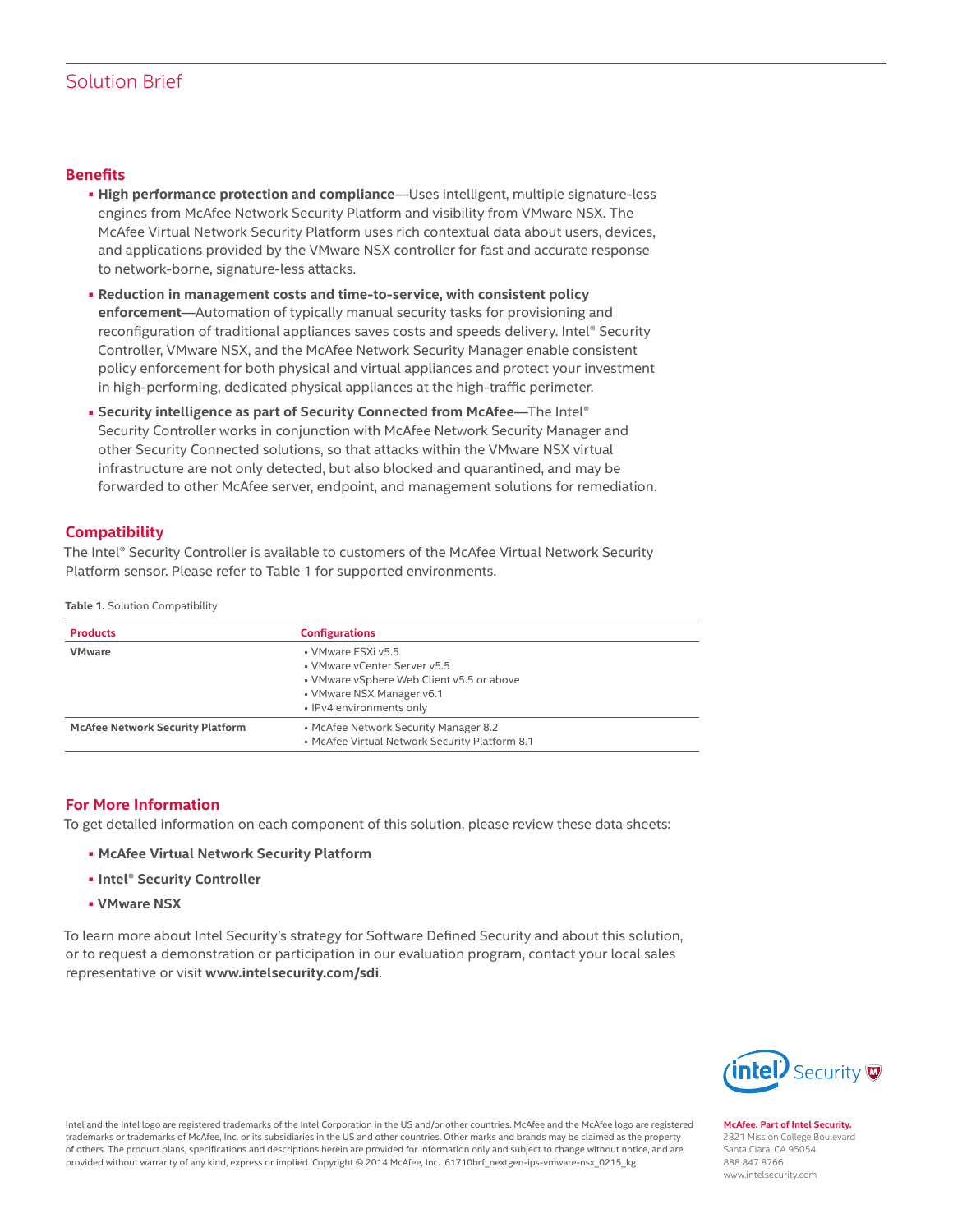## Benefits

- **High performance protection and compliance**—Uses intelligent, multiple signature-less engines from McAfee Network Security Platform and visibility from VMware NSX. The McAfee Virtual Network Security Platform uses rich contextual data about users, devices, and applications provided by the VMware NSX controller for fast and accurate response to network-borne, signature-less attacks.
- **Reduction in management costs and time-to-service, with consistent policy enforcement**—Automation of typically manual security tasks for provisioning and reconfiguration of traditional appliances saves costs and speeds delivery. Intel® Security Controller, VMware NSX, and the McAfee Network Security Manager enable consistent policy enforcement for both physical and virtual appliances and protect your investment in high-performing, dedicated physical appliances at the high-traffic perimeter.
- **Security intelligence as part of Security Connected from McAfee**—The Intel® Security Controller works in conjunction with McAfee Network Security Manager and other Security Connected solutions, so that attacks within the VMware NSX virtual infrastructure are not only detected, but also blocked and quarantined, and may be forwarded to other McAfee server, endpoint, and management solutions for remediation.

## Compatibility

The Intel® Security Controller is available to customers of the McAfee Virtual Network Security Platform sensor. Please refer to Table 1 for supported environments.

**Table 1.** Solution Compatibility

| Products | Configurations |
|---|---|
| **VMware** | • VMware ESXi v5.5<br>• VMware vCenter Server v5.5<br>• VMware vSphere Web Client v5.5 or above<br>• VMware NSX Manager v6.1<br>• IPv4 environments only |
| **McAfee Network Security Platform** | • McAfee Network Security Manager 8.2<br>• McAfee Virtual Network Security Platform 8.1 |

## For More Information

To get detailed information on each component of this solution, please review these data sheets:

- **McAfee Virtual Network Security Platform**
- **Intel® Security Controller**
- **VMware NSX**

To learn more about Intel Security's strategy for Software Defined Security and about this solution, or to request a demonstration or participation in our evaluation program, contact your local sales representative or visit **www.intelsecurity.com/sdi**.

Intel and the Intel logo are registered trademarks of the Intel Corporation in the US and/or other countries. McAfee and the McAfee logo are registered trademarks or trademarks of McAfee, Inc. or its subsidiaries in the US and other countries. Other marks and brands may be claimed as the property of others. The product plans, specifications and descriptions herein are provided for information only and subject to change without notice, and are provided without warranty of any kind, express or implied. Copyright © 2014 McAfee, Inc. 61710brf_nextgen-ips-vmware-nsx_0215_kg

**McAfee. Part of Intel Security.**
2821 Mission College Boulevard
Santa Clara, CA 95054
888 847 8766
www.intelsecurity.com